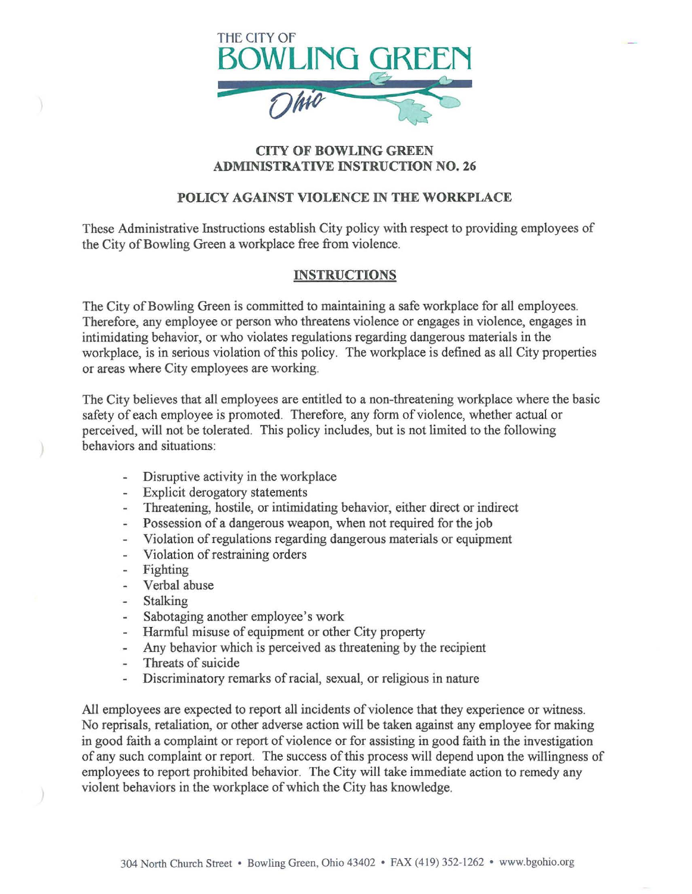THE CITY OF
BOWLING GREEN
Ohio

# CITY OF BOWLING GREEN ADMINISTRATIVE INSTRUCTION NO. 26

## POLICY AGAINST VIOLENCE IN THE WORKPLACE

These Administrative Instructions establish City policy with respect to providing employees of the City of Bowling Green a workplace free from violence.

## INSTRUCTIONS

The City of Bowling Green is committed to maintaining a safe workplace for all employees. Therefore, any employee or person who threatens violence or engages in violence, engages in intimidating behavior, or who violates regulations regarding dangerous materials in the workplace, is in serious violation of this policy. The workplace is defined as all City properties or areas where City employees are working.

The City believes that all employees are entitled to a non-threatening workplace where the basic safety of each employee is promoted. Therefore, any form of violence, whether actual or perceived, will not be tolerated. This policy includes, but is not limited to the following behaviors and situations:

- Disruptive activity in the workplace
- Explicit derogatory statements
- Threatening, hostile, or intimidating behavior, either direct or indirect
- Possession of a dangerous weapon, when not required for the job
- Violation of regulations regarding dangerous materials or equipment
- Violation of restraining orders
- Fighting
- Verbal abuse
- Stalking
- Sabotaging another employee's work
- Harmful misuse of equipment or other City property
- Any behavior which is perceived as threatening by the recipient
- Threats of suicide
- Discriminatory remarks of racial, sexual, or religious in nature

All employees are expected to report all incidents of violence that they experience or witness. No reprisals, retaliation, or other adverse action will be taken against any employee for making in good faith a complaint or report of violence or for assisting in good faith in the investigation of any such complaint or report. The success of this process will depend upon the willingness of employees to report prohibited behavior. The City will take immediate action to remedy any violent behaviors in the workplace of which the City has knowledge.

304 North Church Street • Bowling Green, Ohio 43402 • FAX (419) 352-1262 • www.bgohio.org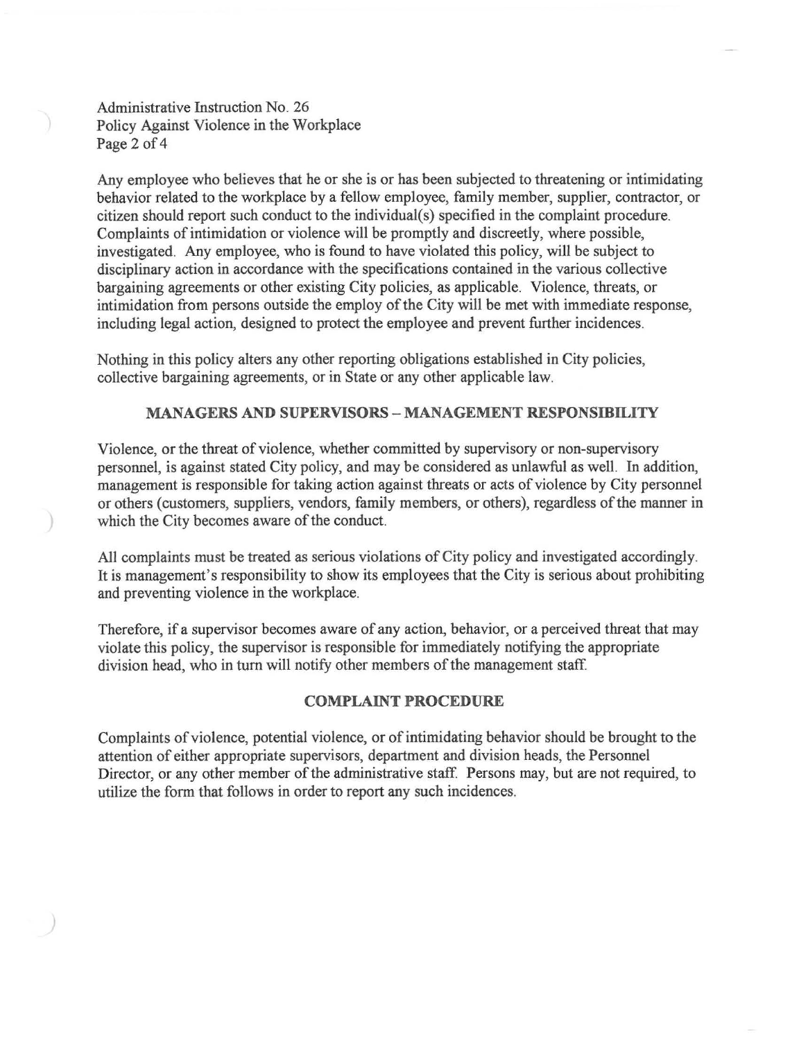Any employee who believes that he or she is or has been subjected to threatening or intimidating behavior related to the workplace by a fellow employee, family member, supplier, contractor, or citizen should report such conduct to the individual(s) specified in the complaint procedure. Complaints of intimidation or violence will be promptly and discreetly, where possible, investigated. Any employee, who is found to have violated this policy, will be subject to disciplinary action in accordance with the specifications contained in the various collective bargaining agreements or other existing City policies, as applicable. Violence, threats, or intimidation from persons outside the employ of the City will be met with immediate response, including legal action, designed to protect the employee and prevent further incidences.

Nothing in this policy alters any other reporting obligations established in City policies, collective bargaining agreements, or in State or any other applicable law.

## MANAGERS AND SUPERVISORS – MANAGEMENT RESPONSIBILITY

Violence, or the threat of violence, whether committed by supervisory or non-supervisory personnel, is against stated City policy, and may be considered as unlawful as well. In addition, management is responsible for taking action against threats or acts of violence by City personnel or others (customers, suppliers, vendors, family members, or others), regardless of the manner in which the City becomes aware of the conduct.

All complaints must be treated as serious violations of City policy and investigated accordingly. It is management's responsibility to show its employees that the City is serious about prohibiting and preventing violence in the workplace.

Therefore, if a supervisor becomes aware of any action, behavior, or a perceived threat that may violate this policy, the supervisor is responsible for immediately notifying the appropriate division head, who in turn will notify other members of the management staff.

## COMPLAINT PROCEDURE

Complaints of violence, potential violence, or of intimidating behavior should be brought to the attention of either appropriate supervisors, department and division heads, the Personnel Director, or any other member of the administrative staff. Persons may, but are not required, to utilize the form that follows in order to report any such incidences.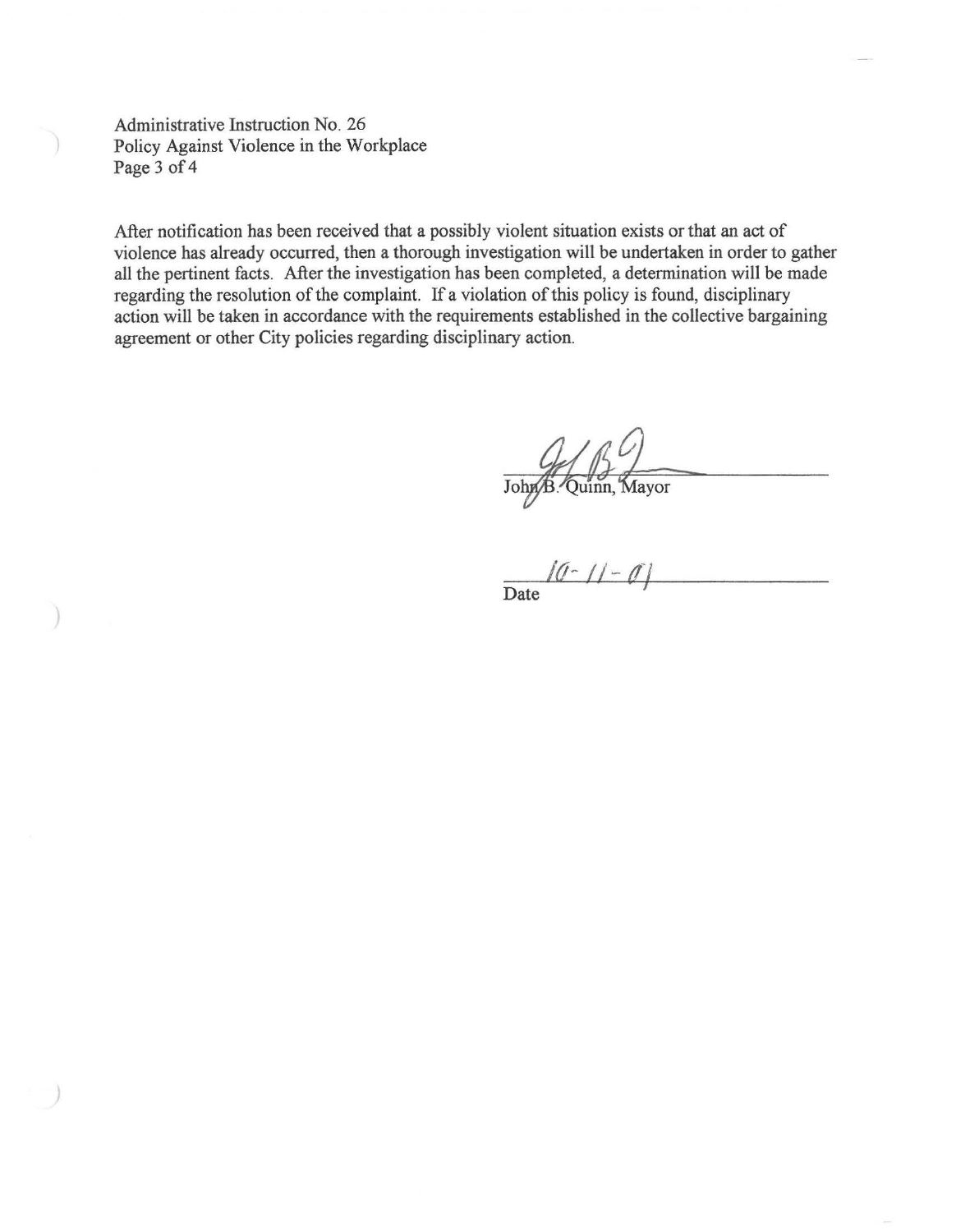After notification has been received that a possibly violent situation exists or that an act of violence has already occurred, then a thorough investigation will be undertaken in order to gather all the pertinent facts. After the investigation has been completed, a determination will be made regarding the resolution of the complaint. If a violation of this policy is found, disciplinary action will be taken in accordance with the requirements established in the collective bargaining agreement or other City policies regarding disciplinary action.

John B. Quinn, Mayor

10-11-01
Date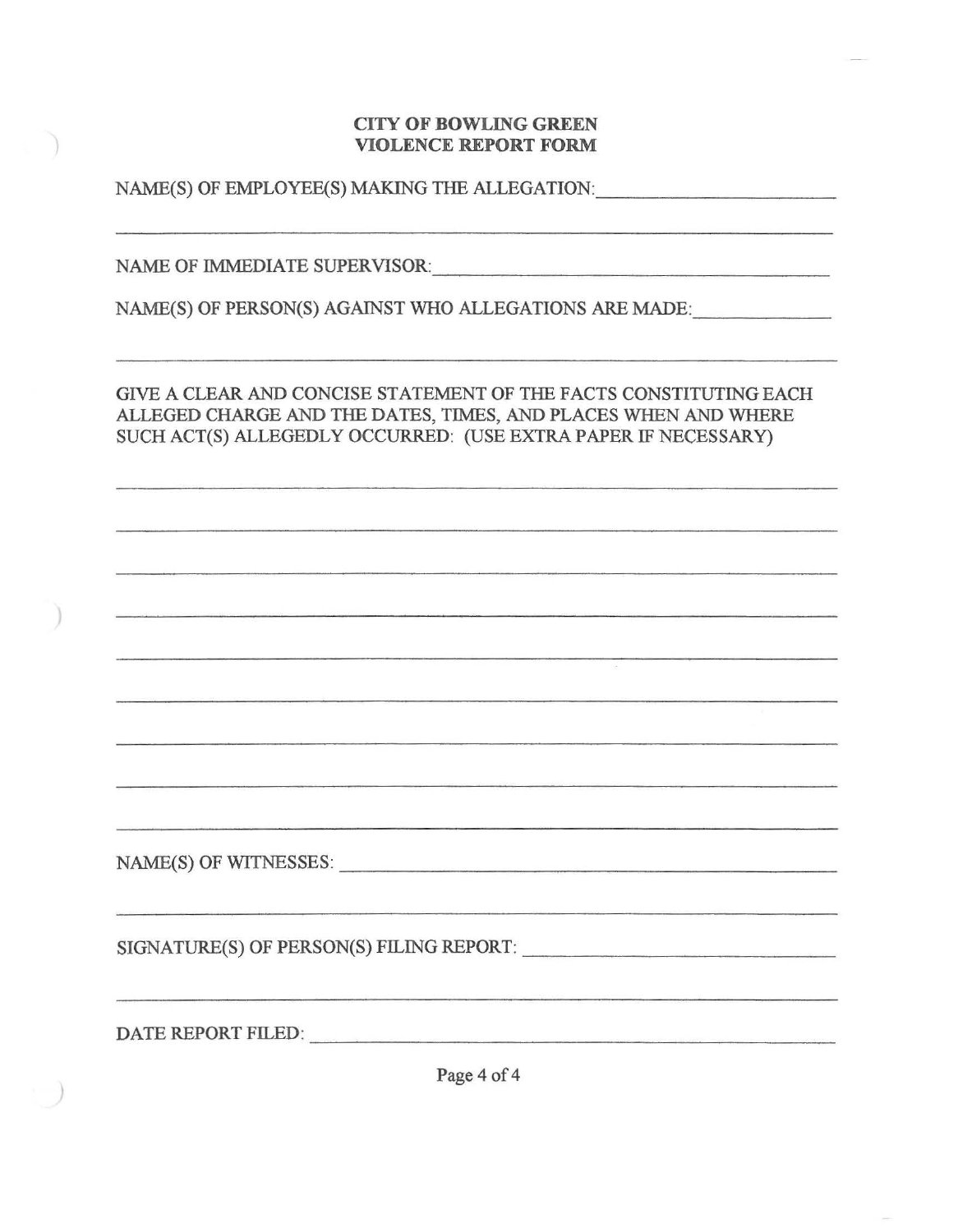**CITY OF BOWLING GREEN**
**VIOLENCE REPORT FORM**

NAME(S) OF EMPLOYEE(S) MAKING THE ALLEGATION: ______________________

______________________________________________________________

NAME OF IMMEDIATE SUPERVISOR: ______________________________

NAME(S) OF PERSON(S) AGAINST WHO ALLEGATIONS ARE MADE: ___________

______________________________________________________________

GIVE A CLEAR AND CONCISE STATEMENT OF THE FACTS CONSTITUTING EACH ALLEGED CHARGE AND THE DATES, TIMES, AND PLACES WHEN AND WHERE SUCH ACT(S) ALLEGEDLY OCCURRED: (USE EXTRA PAPER IF NECESSARY)

______________________________________________________________

______________________________________________________________

______________________________________________________________

______________________________________________________________

______________________________________________________________

______________________________________________________________

______________________________________________________________

______________________________________________________________

______________________________________________________________

NAME(S) OF WITNESSES: ______________________________________

______________________________________________________________

SIGNATURE(S) OF PERSON(S) FILING REPORT: ______________________

______________________________________________________________

DATE REPORT FILED: ________________________________________